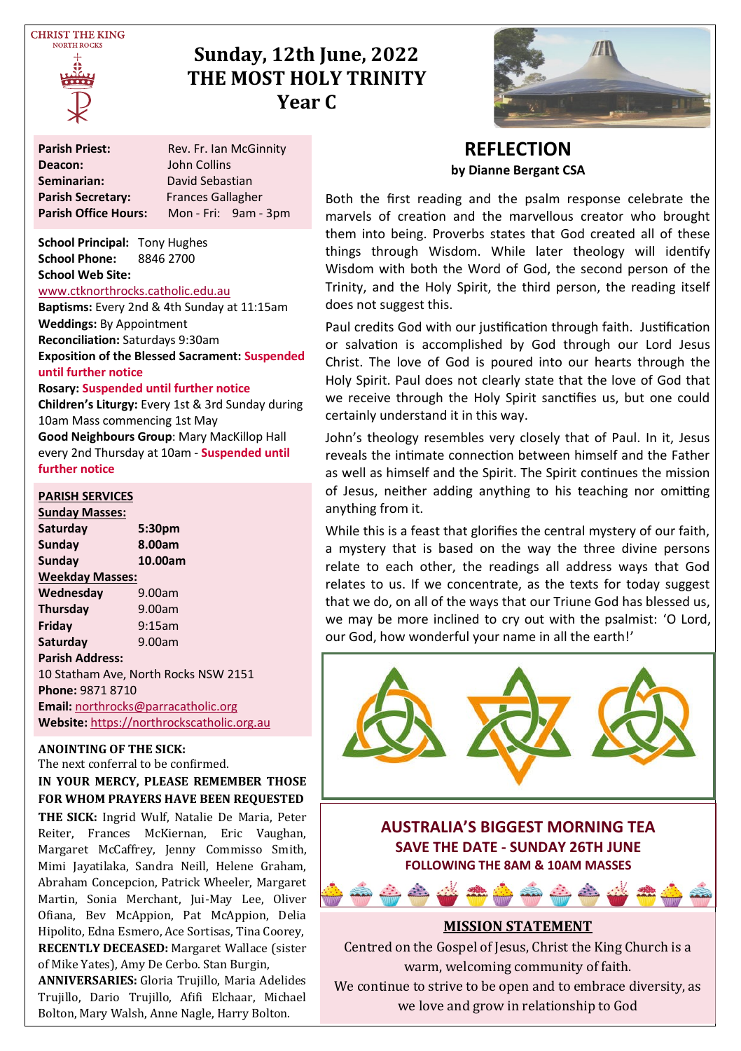CHRIST THE KING
NORTH ROCKS

# Sunday, 12th June, 2022
# THE MOST HOLY TRINITY
# Year C

**Parish Priest:** Rev. Fr. Ian McGinnity
**Deacon:** John Collins
**Seminarian:** David Sebastian
**Parish Secretary:** Frances Gallagher
**Parish Office Hours:** Mon - Fri: 9am - 3pm

**School Principal:** Tony Hughes
**School Phone:** 8846 2700
**School Web Site:**
www.ctknorthrocks.catholic.edu.au

**Baptisms:** Every 2nd & 4th Sunday at 11:15am
**Weddings:** By Appointment
**Reconciliation:** Saturdays 9:30am
**Exposition of the Blessed Sacrament:** **Suspended until further notice**
**Rosary:** **Suspended until further notice**
**Children's Liturgy:** Every 1st & 3rd Sunday during 10am Mass commencing 1st May
**Good Neighbours Group**: Mary MacKillop Hall every 2nd Thursday at 10am - **Suspended until further notice**

**PARISH SERVICES**

**Sunday Masses:**

| | |
|---|---|
| **Saturday** | **5:30pm** |
| **Sunday** | **8.00am** |
| **Sunday** | **10.00am** |

**Weekday Masses:**

| | |
|---|---|
| **Wednesday** | 9.00am |
| **Thursday** | 9.00am |
| **Friday** | 9:15am |
| **Saturday** | 9.00am |

**Parish Address:**
10 Statham Ave, North Rocks NSW 2151
**Phone:** 9871 8710
**Email:** northrocks@parracatholic.org
**Website:** https://northrockscatholic.org.au

**ANOINTING OF THE SICK:**
The next conferral to be confirmed.

**IN YOUR MERCY, PLEASE REMEMBER THOSE FOR WHOM PRAYERS HAVE BEEN REQUESTED**

**THE SICK:** Ingrid Wulf, Natalie De Maria, Peter Reiter, Frances McKiernan, Eric Vaughan, Margaret McCaffrey, Jenny Commisso Smith, Mimi Jayatilaka, Sandra Neill, Helene Graham, Abraham Concepcion, Patrick Wheeler, Margaret Martin, Sonia Merchant, Jui-May Lee, Oliver Ofiana, Bev McAppion, Pat McAppion, Delia Hipolito, Edna Esmero, Ace Sortisas, Tina Coorey,
**RECENTLY DECEASED:** Margaret Wallace (sister of Mike Yates), Amy De Cerbo. Stan Burgin,
**ANNIVERSARIES:** Gloria Trujillo, Maria Adelides Trujillo, Dario Trujillo, Afifi Elchaar, Michael Bolton, Mary Walsh, Anne Nagle, Harry Bolton.

## REFLECTION

**by Dianne Bergant CSA**

Both the first reading and the psalm response celebrate the marvels of creation and the marvellous creator who brought them into being. Proverbs states that God created all of these things through Wisdom. While later theology will identify Wisdom with both the Word of God, the second person of the Trinity, and the Holy Spirit, the third person, the reading itself does not suggest this.

Paul credits God with our justification through faith. Justification or salvation is accomplished by God through our Lord Jesus Christ. The love of God is poured into our hearts through the Holy Spirit. Paul does not clearly state that the love of God that we receive through the Holy Spirit sanctifies us, but one could certainly understand it in this way.

John's theology resembles very closely that of Paul. In it, Jesus reveals the intimate connection between himself and the Father as well as himself and the Spirit. The Spirit continues the mission of Jesus, neither adding anything to his teaching nor omitting anything from it.

While this is a feast that glorifies the central mystery of our faith, a mystery that is based on the way the three divine persons relate to each other, the readings all address ways that God relates to us. If we concentrate, as the texts for today suggest that we do, on all of the ways that our Triune God has blessed us, we may be more inclined to cry out with the psalmist: 'O Lord, our God, how wonderful your name in all the earth!'

## AUSTRALIA'S BIGGEST MORNING TEA

**SAVE THE DATE - SUNDAY 26TH JUNE**

**FOLLOWING THE 8AM & 10AM MASSES**

## MISSION STATEMENT

Centred on the Gospel of Jesus, Christ the King Church is a warm, welcoming community of faith.
We continue to strive to be open and to embrace diversity, as we love and grow in relationship to God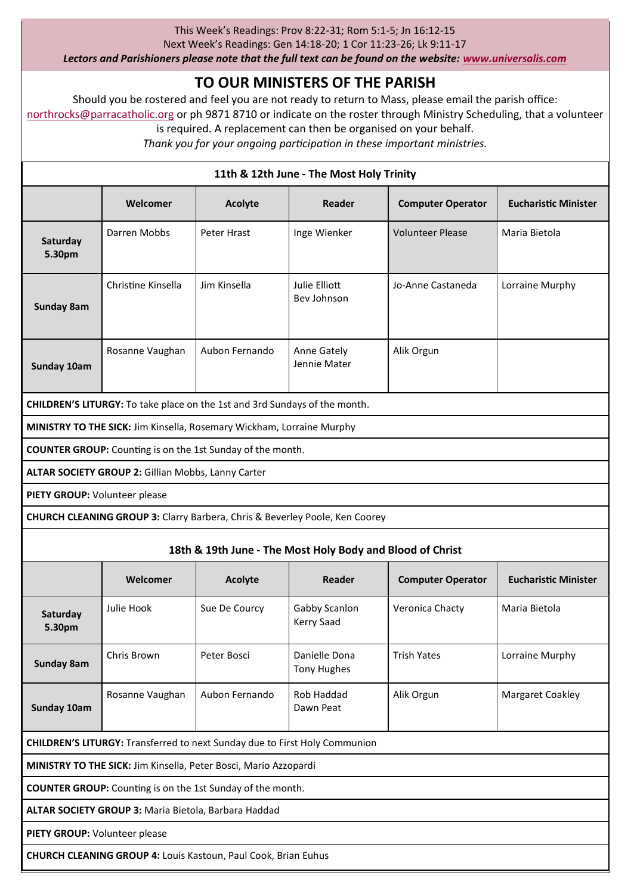This Week's Readings: Prov 8:22-31; Rom 5:1-5; Jn 16:12-15
Next Week's Readings: Gen 14:18-20; 1 Cor 11:23-26; Lk 9:11-17
***Lectors and Parishioners please note that the full text can be found on the website: [www.universalis.com](www.universalis.com)***

## TO OUR MINISTERS OF THE PARISH

Should you be rostered and feel you are not ready to return to Mass, please email the parish office: northrocks@parracatholic.org or ph 9871 8710 or indicate on the roster through Ministry Scheduling, that a volunteer is required. A replacement can then be organised on your behalf.

*Thank you for your ongoing participation in these important ministries.*

### 11th & 12th June - The Most Holy Trinity

| | Welcomer | Acolyte | Reader | Computer Operator | Eucharistic Minister |
|---|---|---|---|---|---|
| **Saturday 5.30pm** | Darren Mobbs | Peter Hrast | Inge Wienker | Volunteer Please | Maria Bietola |
| **Sunday 8am** | Christine Kinsella | Jim Kinsella | Julie Elliott<br>Bev Johnson | Jo-Anne Castaneda | Lorraine Murphy |
| **Sunday 10am** | Rosanne Vaughan | Aubon Fernando | Anne Gately<br>Jennie Mater | Alik Orgun | |

**CHILDREN'S LITURGY:** To take place on the 1st and 3rd Sundays of the month.

**MINISTRY TO THE SICK:** Jim Kinsella, Rosemary Wickham, Lorraine Murphy

**COUNTER GROUP:** Counting is on the 1st Sunday of the month.

**ALTAR SOCIETY GROUP 2:** Gillian Mobbs, Lanny Carter

**PIETY GROUP:** Volunteer please

**CHURCH CLEANING GROUP 3:** Clarry Barbera, Chris & Beverley Poole, Ken Coorey

### 18th & 19th June - The Most Holy Body and Blood of Christ

| | Welcomer | Acolyte | Reader | Computer Operator | Eucharistic Minister |
|---|---|---|---|---|---|
| **Saturday 5.30pm** | Julie Hook | Sue De Courcy | Gabby Scanlon<br>Kerry Saad | Veronica Chacty | Maria Bietola |
| **Sunday 8am** | Chris Brown | Peter Bosci | Danielle Dona<br>Tony Hughes | Trish Yates | Lorraine Murphy |
| **Sunday 10am** | Rosanne Vaughan | Aubon Fernando | Rob Haddad<br>Dawn Peat | Alik Orgun | Margaret Coakley |

**CHILDREN'S LITURGY:** Transferred to next Sunday due to First Holy Communion

**MINISTRY TO THE SICK:** Jim Kinsella, Peter Bosci, Mario Azzopardi

**COUNTER GROUP:** Counting is on the 1st Sunday of the month.

**ALTAR SOCIETY GROUP 3:** Maria Bietola, Barbara Haddad

**PIETY GROUP:** Volunteer please

**CHURCH CLEANING GROUP 4:** Louis Kastoun, Paul Cook, Brian Euhus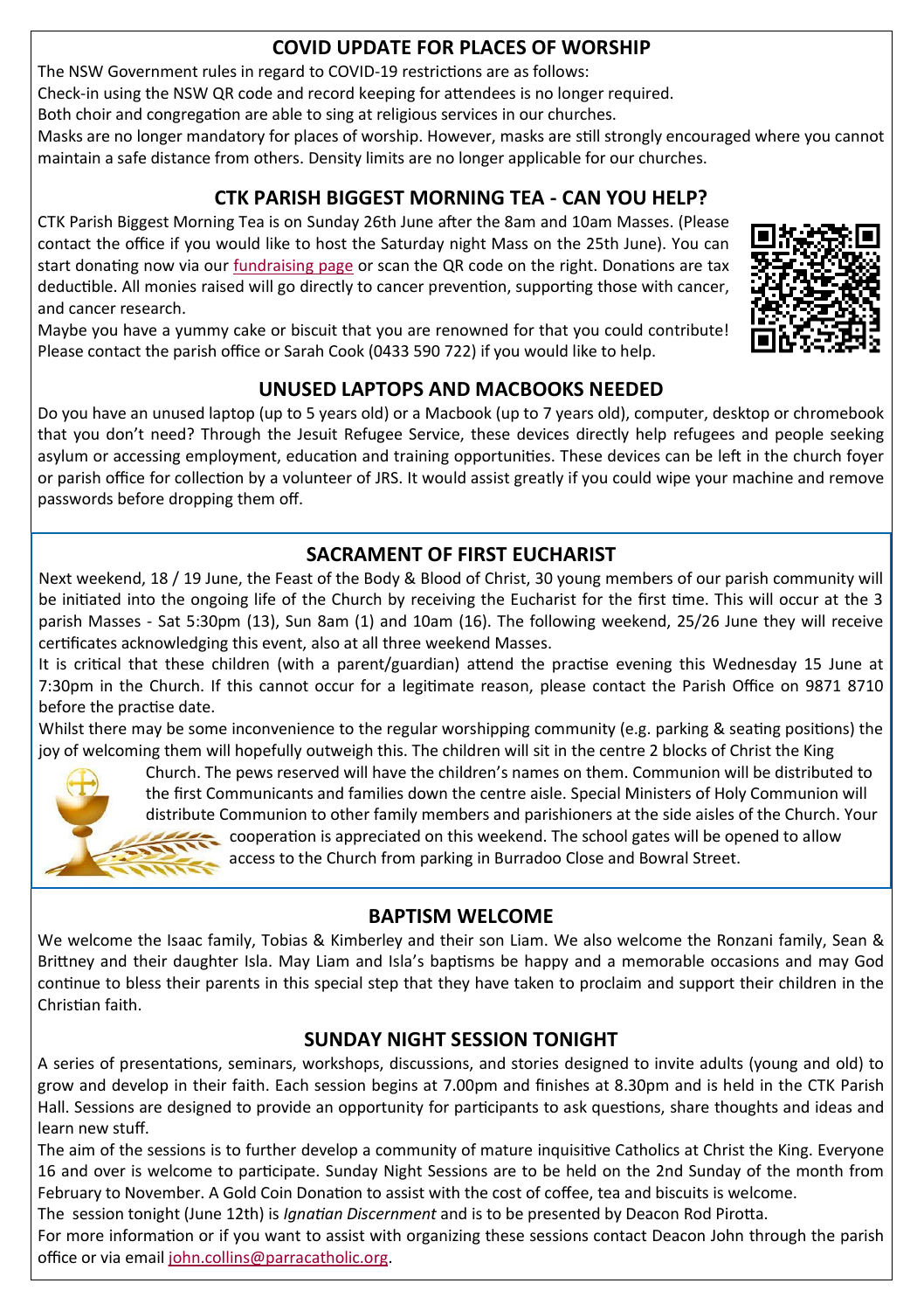## COVID UPDATE FOR PLACES OF WORSHIP

The NSW Government rules in regard to COVID-19 restrictions are as follows:

Check-in using the NSW QR code and record keeping for attendees is no longer required.

Both choir and congregation are able to sing at religious services in our churches.

Masks are no longer mandatory for places of worship. However, masks are still strongly encouraged where you cannot maintain a safe distance from others. Density limits are no longer applicable for our churches.

## CTK PARISH BIGGEST MORNING TEA - CAN YOU HELP?

CTK Parish Biggest Morning Tea is on Sunday 26th June after the 8am and 10am Masses. (Please contact the office if you would like to host the Saturday night Mass on the 25th June). You can start donating now via our fundraising page or scan the QR code on the right. Donations are tax deductible. All monies raised will go directly to cancer prevention, supporting those with cancer, and cancer research.

Maybe you have a yummy cake or biscuit that you are renowned for that you could contribute! Please contact the parish office or Sarah Cook (0433 590 722) if you would like to help.

## UNUSED LAPTOPS AND MACBOOKS NEEDED

Do you have an unused laptop (up to 5 years old) or a Macbook (up to 7 years old), computer, desktop or chromebook that you don't need? Through the Jesuit Refugee Service, these devices directly help refugees and people seeking asylum or accessing employment, education and training opportunities. These devices can be left in the church foyer or parish office for collection by a volunteer of JRS. It would assist greatly if you could wipe your machine and remove passwords before dropping them off.

## SACRAMENT OF FIRST EUCHARIST

Next weekend, 18 / 19 June, the Feast of the Body & Blood of Christ, 30 young members of our parish community will be initiated into the ongoing life of the Church by receiving the Eucharist for the first time. This will occur at the 3 parish Masses - Sat 5:30pm (13), Sun 8am (1) and 10am (16). The following weekend, 25/26 June they will receive certificates acknowledging this event, also at all three weekend Masses.

It is critical that these children (with a parent/guardian) attend the practise evening this Wednesday 15 June at 7:30pm in the Church. If this cannot occur for a legitimate reason, please contact the Parish Office on 9871 8710 before the practise date.

Whilst there may be some inconvenience to the regular worshipping community (e.g. parking & seating positions) the joy of welcoming them will hopefully outweigh this. The children will sit in the centre 2 blocks of Christ the King Church. The pews reserved will have the children's names on them. Communion will be distributed to the first Communicants and families down the centre aisle. Special Ministers of Holy Communion will distribute Communion to other family members and parishioners at the side aisles of the Church. Your cooperation is appreciated on this weekend. The school gates will be opened to allow access to the Church from parking in Burradoo Close and Bowral Street.

## BAPTISM WELCOME

We welcome the Isaac family, Tobias & Kimberley and their son Liam. We also welcome the Ronzani family, Sean & Brittney and their daughter Isla. May Liam and Isla's baptisms be happy and a memorable occasions and may God continue to bless their parents in this special step that they have taken to proclaim and support their children in the Christian faith.

## SUNDAY NIGHT SESSION TONIGHT

A series of presentations, seminars, workshops, discussions, and stories designed to invite adults (young and old) to grow and develop in their faith. Each session begins at 7.00pm and finishes at 8.30pm and is held in the CTK Parish Hall. Sessions are designed to provide an opportunity for participants to ask questions, share thoughts and ideas and learn new stuff.

The aim of the sessions is to further develop a community of mature inquisitive Catholics at Christ the King. Everyone 16 and over is welcome to participate. Sunday Night Sessions are to be held on the 2nd Sunday of the month from February to November. A Gold Coin Donation to assist with the cost of coffee, tea and biscuits is welcome.

The session tonight (June 12th) is *Ignatian Discernment* and is to be presented by Deacon Rod Pirotta.

For more information or if you want to assist with organizing these sessions contact Deacon John through the parish office or via email john.collins@parracatholic.org.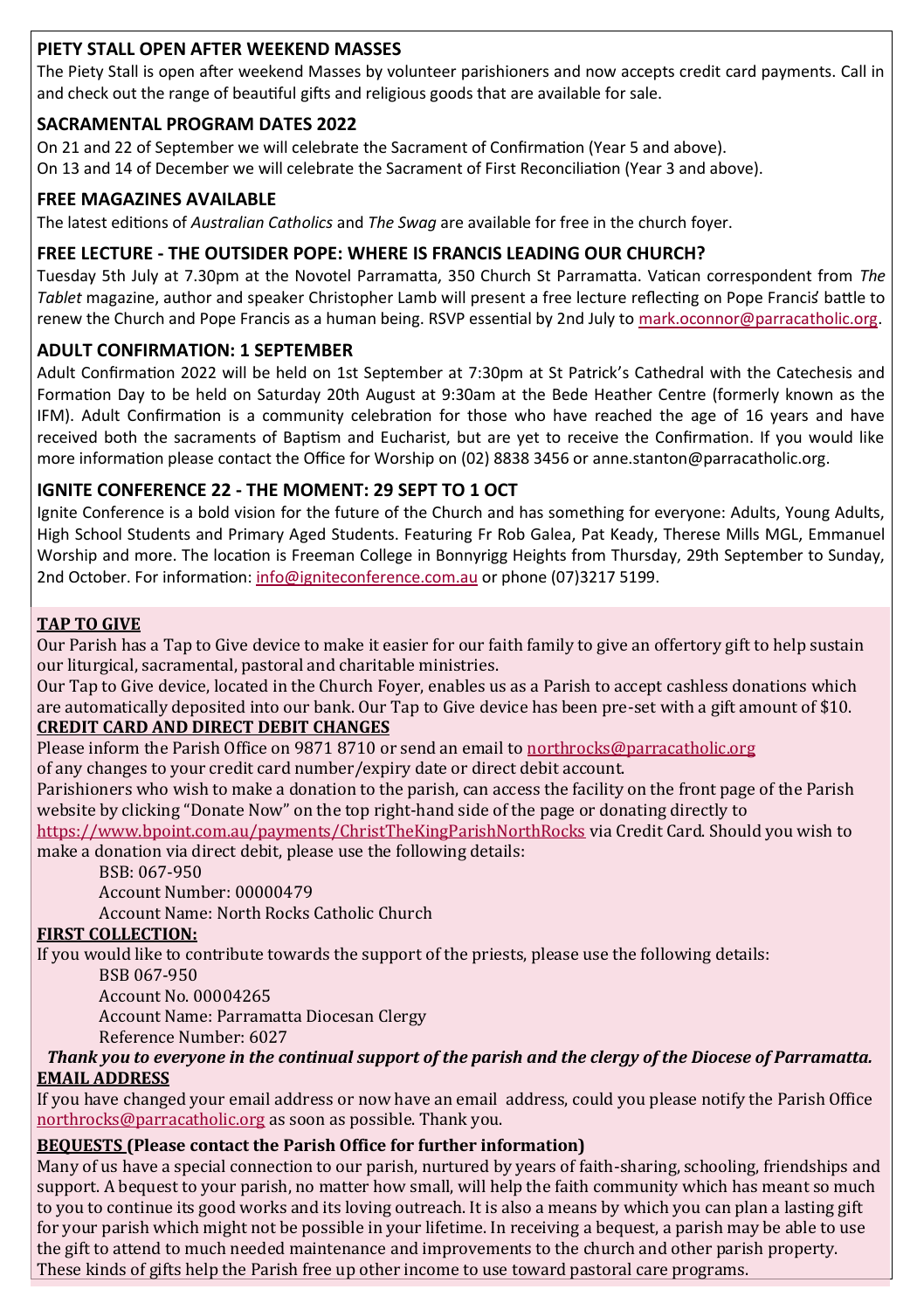## PIETY STALL OPEN AFTER WEEKEND MASSES

The Piety Stall is open after weekend Masses by volunteer parishioners and now accepts credit card payments. Call in and check out the range of beautiful gifts and religious goods that are available for sale.

## SACRAMENTAL PROGRAM DATES 2022

On 21 and 22 of September we will celebrate the Sacrament of Confirmation (Year 5 and above).
On 13 and 14 of December we will celebrate the Sacrament of First Reconciliation (Year 3 and above).

## FREE MAGAZINES AVAILABLE

The latest editions of *Australian Catholics* and *The Swag* are available for free in the church foyer.

## FREE LECTURE - THE OUTSIDER POPE: WHERE IS FRANCIS LEADING OUR CHURCH?

Tuesday 5th July at 7.30pm at the Novotel Parramatta, 350 Church St Parramatta. Vatican correspondent from *The Tablet* magazine, author and speaker Christopher Lamb will present a free lecture reflecting on Pope Francis' battle to renew the Church and Pope Francis as a human being. RSVP essential by 2nd July to mark.oconnor@parracatholic.org.

## ADULT CONFIRMATION: 1 SEPTEMBER

Adult Confirmation 2022 will be held on 1st September at 7:30pm at St Patrick's Cathedral with the Catechesis and Formation Day to be held on Saturday 20th August at 9:30am at the Bede Heather Centre (formerly known as the IFM). Adult Confirmation is a community celebration for those who have reached the age of 16 years and have received both the sacraments of Baptism and Eucharist, but are yet to receive the Confirmation. If you would like more information please contact the Office for Worship on (02) 8838 3456 or anne.stanton@parracatholic.org.

## IGNITE CONFERENCE 22 - THE MOMENT: 29 SEPT TO 1 OCT

Ignite Conference is a bold vision for the future of the Church and has something for everyone: Adults, Young Adults, High School Students and Primary Aged Students. Featuring Fr Rob Galea, Pat Keady, Therese Mills MGL, Emmanuel Worship and more. The location is Freeman College in Bonnyrigg Heights from Thursday, 29th September to Sunday, 2nd October. For information: info@igniteconference.com.au or phone (07)3217 5199.

## TAP TO GIVE

Our Parish has a Tap to Give device to make it easier for our faith family to give an offertory gift to help sustain our liturgical, sacramental, pastoral and charitable ministries.
Our Tap to Give device, located in the Church Foyer, enables us as a Parish to accept cashless donations which are automatically deposited into our bank. Our Tap to Give device has been pre-set with a gift amount of $10.

## CREDIT CARD AND DIRECT DEBIT CHANGES

Please inform the Parish Office on 9871 8710 or send an email to northrocks@parracatholic.org of any changes to your credit card number/expiry date or direct debit account.
Parishioners who wish to make a donation to the parish, can access the facility on the front page of the Parish website by clicking "Donate Now" on the top right-hand side of the page or donating directly to https://www.bpoint.com.au/payments/ChristTheKingParishNorthRocks via Credit Card. Should you wish to make a donation via direct debit, please use the following details:

BSB: 067-950
Account Number: 00000479
Account Name: North Rocks Catholic Church

## FIRST COLLECTION:

If you would like to contribute towards the support of the priests, please use the following details:

BSB 067-950
Account No. 00004265
Account Name: Parramatta Diocesan Clergy
Reference Number: 6027

***Thank you to everyone in the continual support of the parish and the clergy of the Diocese of Parramatta.***

## EMAIL ADDRESS

If you have changed your email address or now have an email address, could you please notify the Parish Office northrocks@parracatholic.org as soon as possible. Thank you.

## BEQUESTS (Please contact the Parish Office for further information)

Many of us have a special connection to our parish, nurtured by years of faith-sharing, schooling, friendships and support. A bequest to your parish, no matter how small, will help the faith community which has meant so much to you to continue its good works and its loving outreach. It is also a means by which you can plan a lasting gift for your parish which might not be possible in your lifetime. In receiving a bequest, a parish may be able to use the gift to attend to much needed maintenance and improvements to the church and other parish property. These kinds of gifts help the Parish free up other income to use toward pastoral care programs.